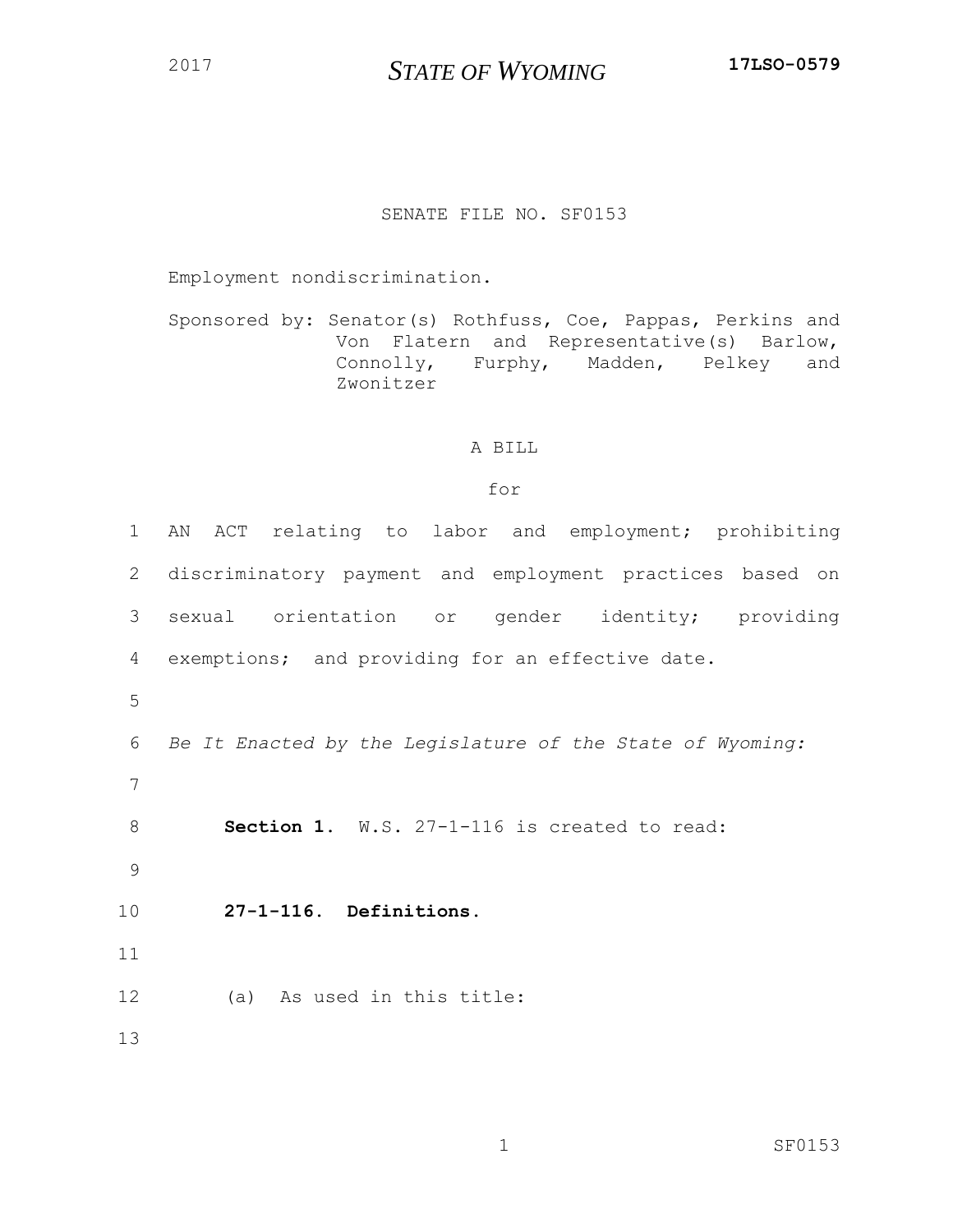2017 **STATE OF WYOMING** **17LSO-0579**

SENATE FILE NO. SF0153

Employment nondiscrimination.

Sponsored by: Senator(s) Rothfuss, Coe, Pappas, Perkins and Von Flatern and Representative(s) Barlow, Connolly, Furphy, Madden, Pelkey and Zwonitzer

A BILL

for

1 AN ACT relating to labor and employment; prohibiting
2 discriminatory payment and employment practices based on
3 sexual orientation or gender identity; providing
4 exemptions; and providing for an effective date.
5
6 *Be It Enacted by the Legislature of the State of Wyoming:*
7
8 **Section 1.** W.S. 27-1-116 is created to read:
9
10 **27-1-116. Definitions.**
11
12 (a) As used in this title:
13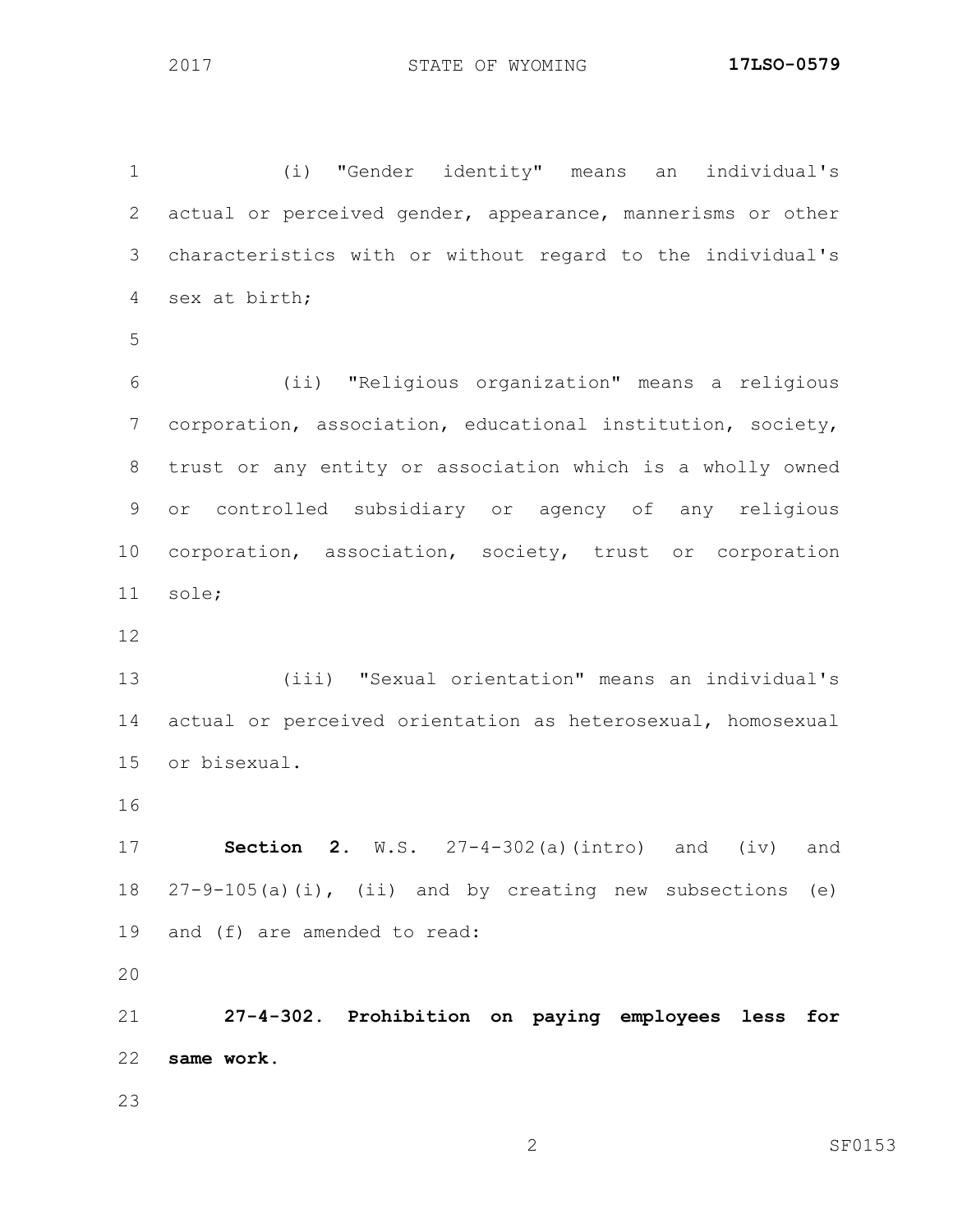(i) "Gender identity" means an individual's actual or perceived gender, appearance, mannerisms or other characteristics with or without regard to the individual's sex at birth;

(ii) "Religious organization" means a religious corporation, association, educational institution, society, trust or any entity or association which is a wholly owned or controlled subsidiary or agency of any religious corporation, association, society, trust or corporation sole;

(iii) "Sexual orientation" means an individual's actual or perceived orientation as heterosexual, homosexual or bisexual.

**Section 2.** W.S. 27-4-302(a)(intro) and (iv) and 27-9-105(a)(i), (ii) and by creating new subsections (e) and (f) are amended to read:

**27-4-302. Prohibition on paying employees less for same work.**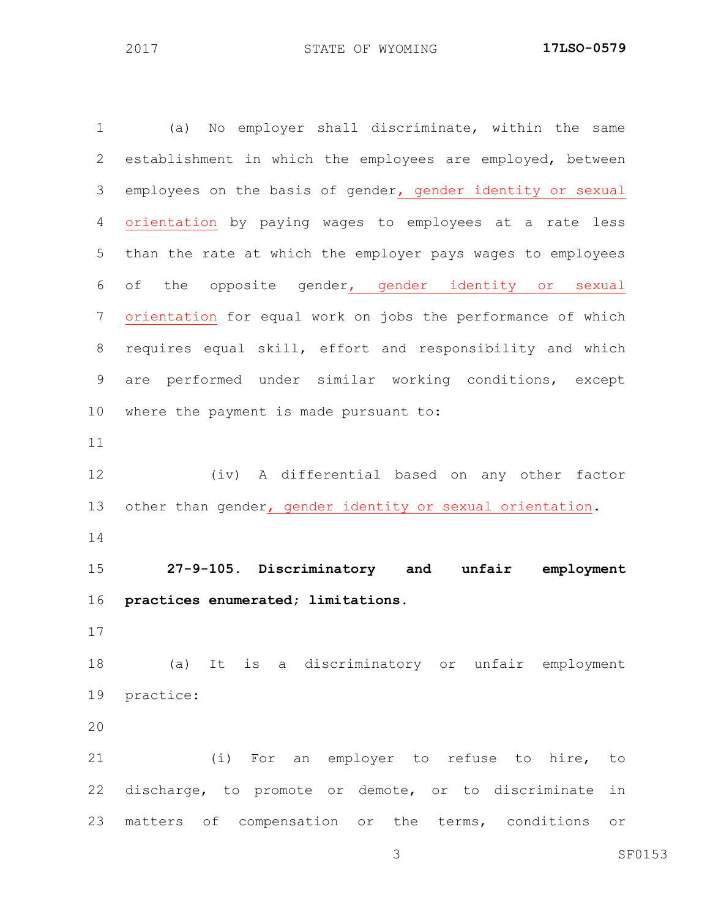(a) No employer shall discriminate, within the same establishment in which the employees are employed, between employees on the basis of gender, gender identity or sexual orientation by paying wages to employees at a rate less than the rate at which the employer pays wages to employees of the opposite gender, gender identity or sexual orientation for equal work on jobs the performance of which requires equal skill, effort and responsibility and which are performed under similar working conditions, except where the payment is made pursuant to:

(iv) A differential based on any other factor other than gender, gender identity or sexual orientation.

**27-9-105. Discriminatory and unfair employment practices enumerated; limitations.**

(a) It is a discriminatory or unfair employment practice:

(i) For an employer to refuse to hire, to discharge, to promote or demote, or to discriminate in matters of compensation or the terms, conditions or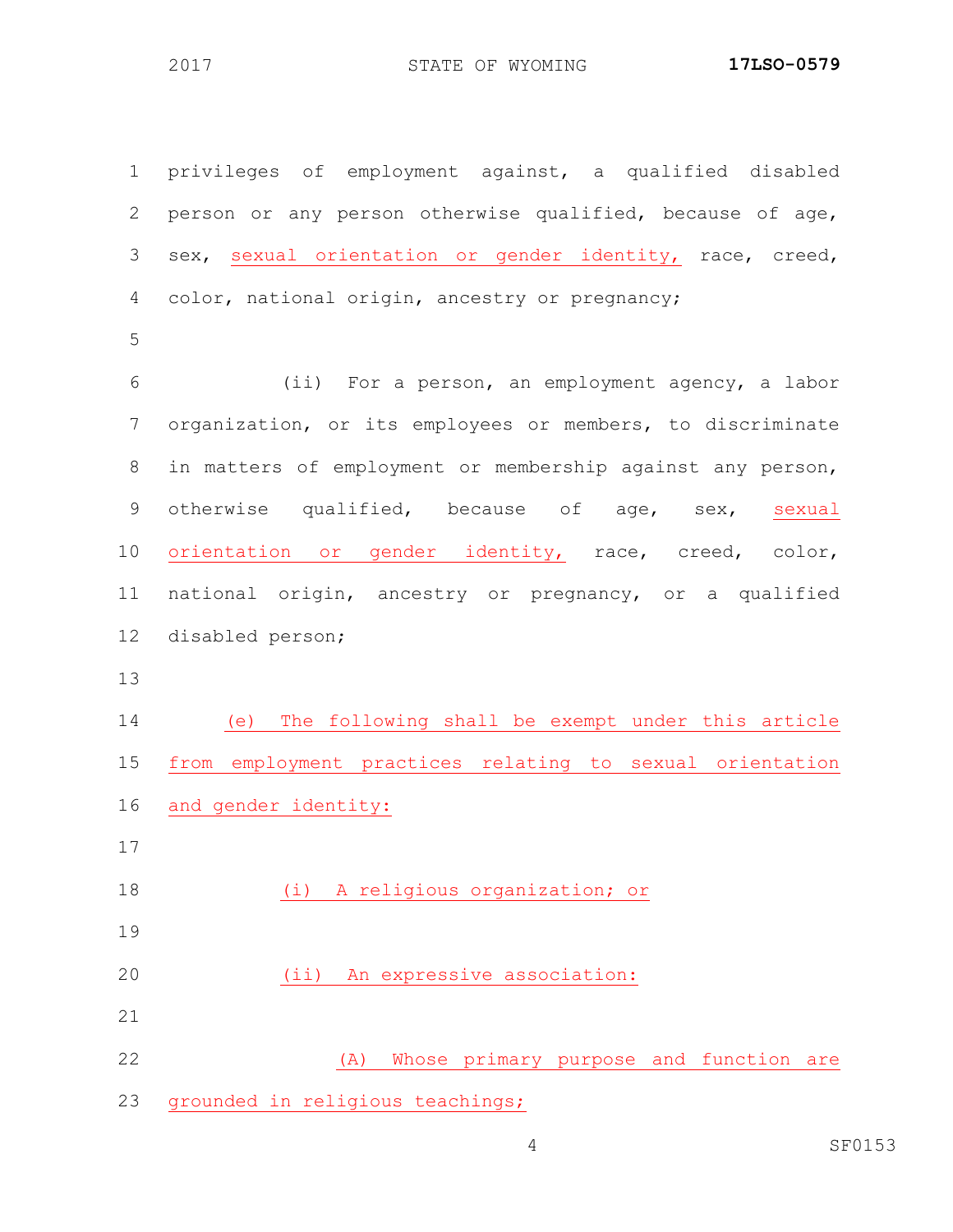privileges of employment against, a qualified disabled person or any person otherwise qualified, because of age, sex, <u>sexual orientation or gender identity,</u> race, creed, color, national origin, ancestry or pregnancy;

(ii) For a person, an employment agency, a labor organization, or its employees or members, to discriminate in matters of employment or membership against any person, otherwise qualified, because of age, sex, <u>sexual orientation or gender identity,</u> race, creed, color, national origin, ancestry or pregnancy, or a qualified disabled person;

<u>(e) The following shall be exempt under this article from employment practices relating to sexual orientation and gender identity:</u>

<u>(i) A religious organization; or</u>

<u>(ii) An expressive association:</u>

<u>(A) Whose primary purpose and function are grounded in religious teachings;</u>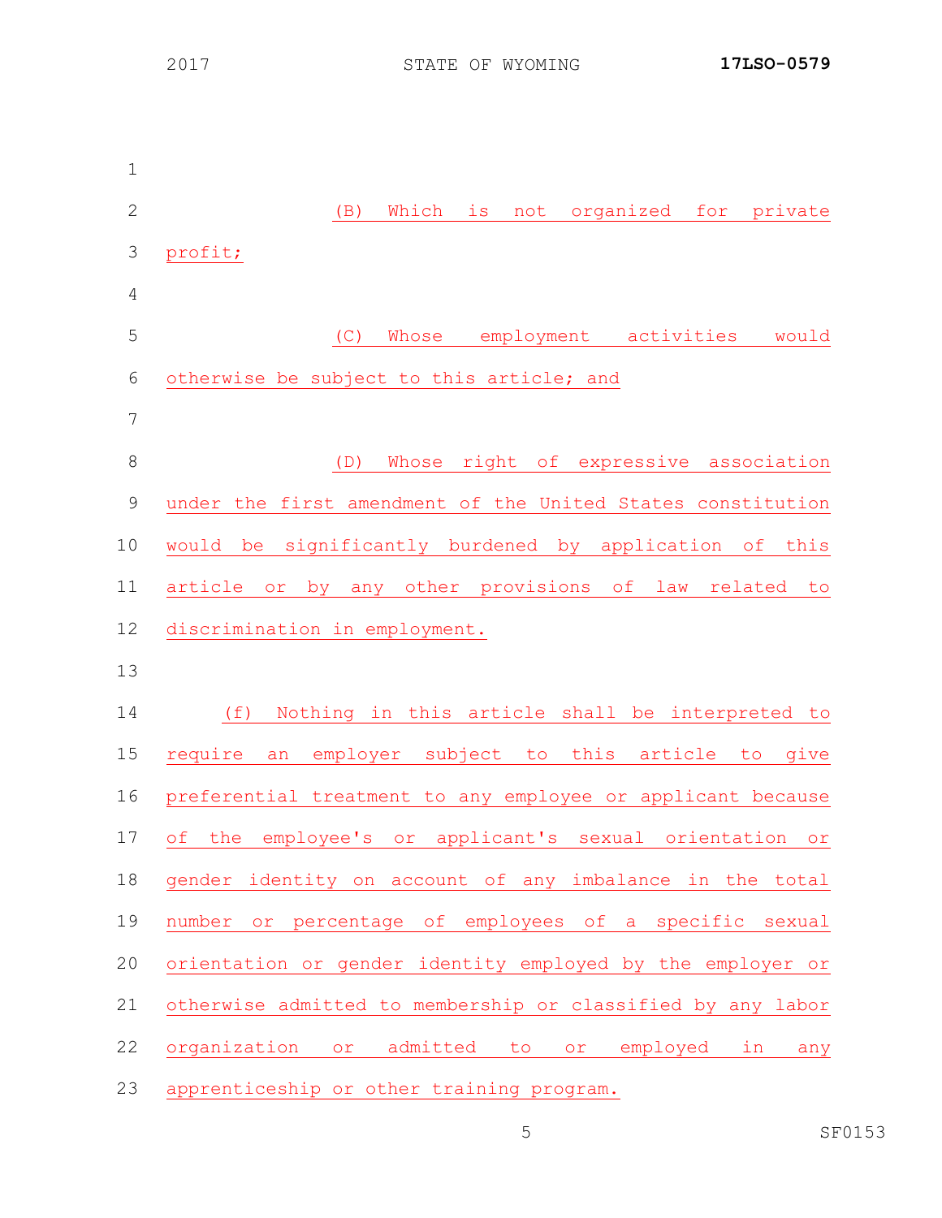(B) Which is not organized for private profit;

(C) Whose employment activities would otherwise be subject to this article; and

(D) Whose right of expressive association under the first amendment of the United States constitution would be significantly burdened by application of this article or by any other provisions of law related to discrimination in employment.

(f) Nothing in this article shall be interpreted to require an employer subject to this article to give preferential treatment to any employee or applicant because of the employee's or applicant's sexual orientation or gender identity on account of any imbalance in the total number or percentage of employees of a specific sexual orientation or gender identity employed by the employer or otherwise admitted to membership or classified by any labor organization or admitted to or employed in any apprenticeship or other training program.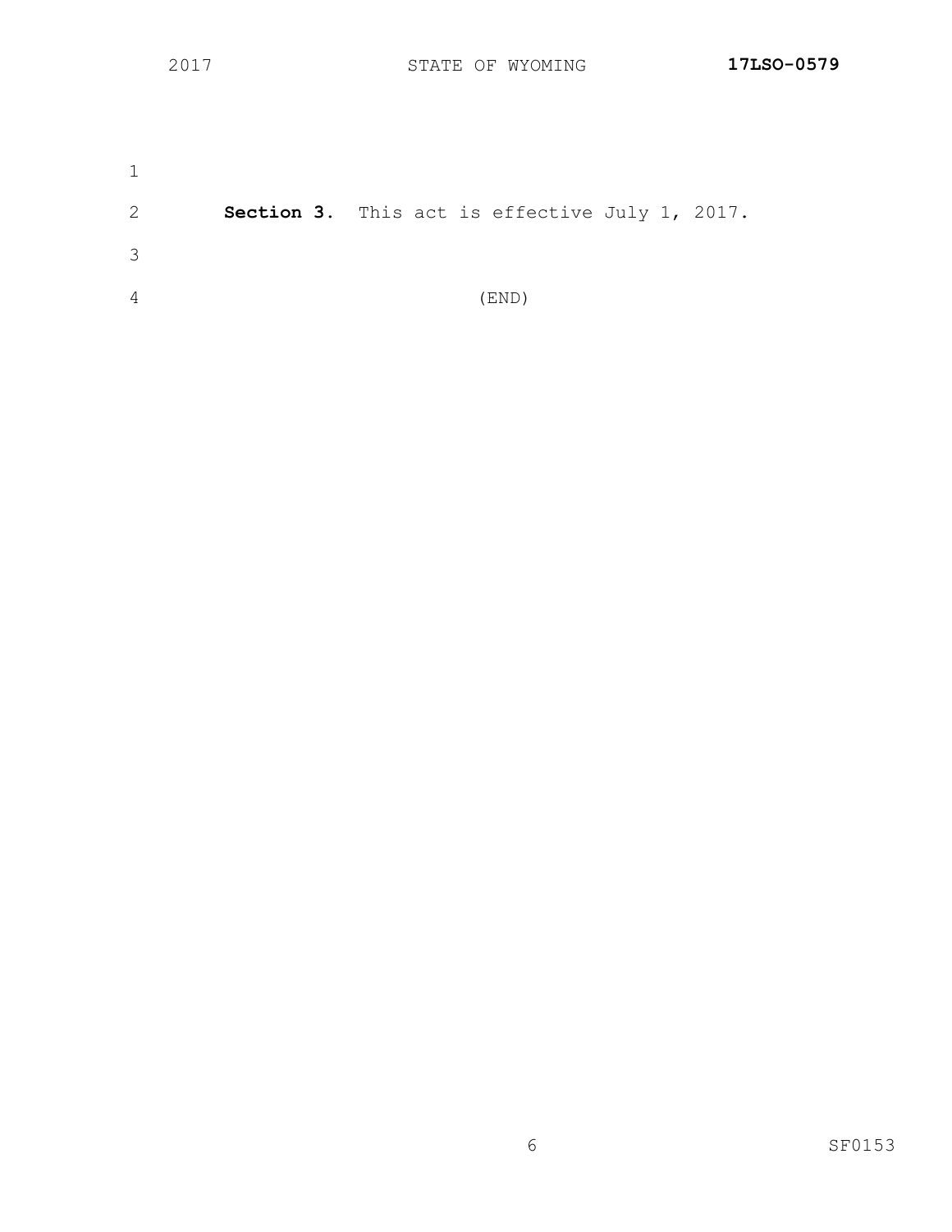**Section 3.** This act is effective July 1, 2017.

(END)